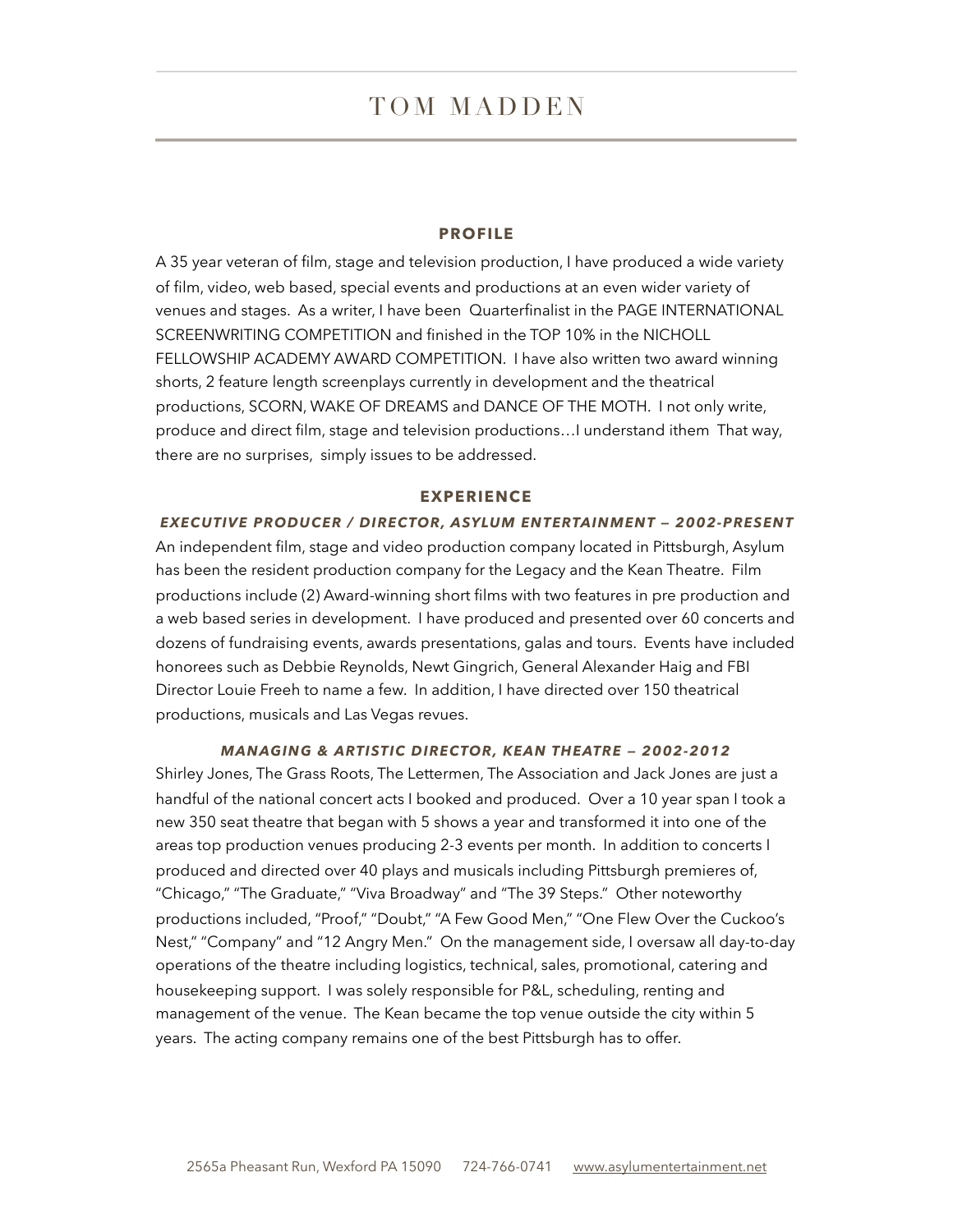# TOM MADDEN

## PROFILE

A 35 year veteran of film, stage and television production, I have produced a wide variety of film, video, web based, special events and productions at an even wider variety of venues and stages. As a writer, I have been Quarterfinalist in the PAGE INTERNATIONAL SCREENWRITING COMPETITION and finished in the TOP 10% in the NICHOLL FELLOWSHIP ACADEMY AWARD COMPETITION. I have also written two award winning shorts, 2 feature length screenplays currently in development and the theatrical productions, SCORN, WAKE OF DREAMS and DANCE OF THE MOTH. I not only write, produce and direct film, stage and television productions…I understand ithem That way, there are no surprises, simply issues to be addressed.

## EXPERIENCE

### *EXECUTIVE PRODUCER / DIRECTOR, ASYLUM ENTERTAINMENT — 2002-PRESENT*

An independent film, stage and video production company located in Pittsburgh, Asylum has been the resident production company for the Legacy and the Kean Theatre. Film productions include (2) Award-winning short films with two features in pre production and a web based series in development. I have produced and presented over 60 concerts and dozens of fundraising events, awards presentations, galas and tours. Events have included honorees such as Debbie Reynolds, Newt Gingrich, General Alexander Haig and FBI Director Louie Freeh to name a few. In addition, I have directed over 150 theatrical productions, musicals and Las Vegas revues.

### *MANAGING & ARTISTIC DIRECTOR, KEAN THEATRE — 2002-2012*

Shirley Jones, The Grass Roots, The Lettermen, The Association and Jack Jones are just a handful of the national concert acts I booked and produced. Over a 10 year span I took a new 350 seat theatre that began with 5 shows a year and transformed it into one of the areas top production venues producing 2-3 events per month. In addition to concerts I produced and directed over 40 plays and musicals including Pittsburgh premieres of, "Chicago," "The Graduate," "Viva Broadway" and "The 39 Steps." Other noteworthy productions included, "Proof," "Doubt," "A Few Good Men," "One Flew Over the Cuckoo's Nest," "Company" and "12 Angry Men." On the management side, I oversaw all day-to-day operations of the theatre including logistics, technical, sales, promotional, catering and housekeeping support. I was solely responsible for P&L, scheduling, renting and management of the venue. The Kean became the top venue outside the city within 5 years. The acting company remains one of the best Pittsburgh has to offer.

2565a Pheasant Run, Wexford PA 15090 724-766-0741 www.asylumentertainment.net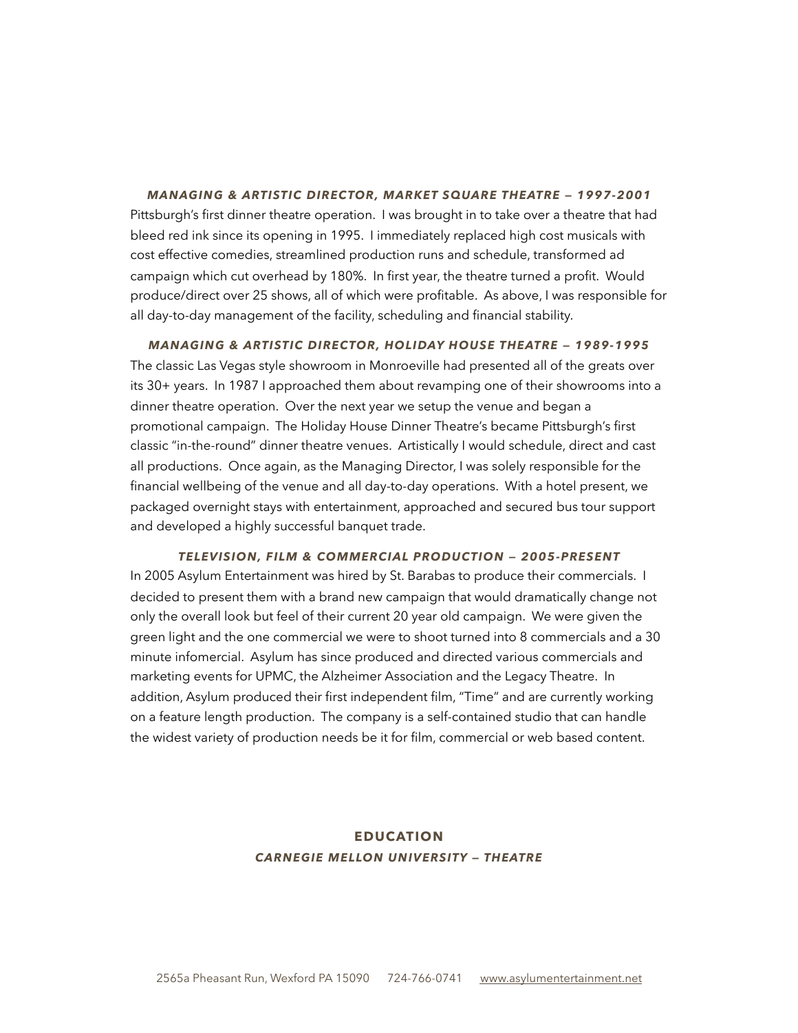### *MANAGING & ARTISTIC DIRECTOR, MARKET SQUARE THEATRE — 1997-2001*

Pittsburgh's first dinner theatre operation. I was brought in to take over a theatre that had bleed red ink since its opening in 1995. I immediately replaced high cost musicals with cost effective comedies, streamlined production runs and schedule, transformed ad campaign which cut overhead by 180%. In first year, the theatre turned a profit. Would produce/direct over 25 shows, all of which were profitable. As above, I was responsible for all day-to-day management of the facility, scheduling and financial stability.

### *MANAGING & ARTISTIC DIRECTOR, HOLIDAY HOUSE THEATRE — 1989-1995*

The classic Las Vegas style showroom in Monroeville had presented all of the greats over its 30+ years. In 1987 I approached them about revamping one of their showrooms into a dinner theatre operation. Over the next year we setup the venue and began a promotional campaign. The Holiday House Dinner Theatre's became Pittsburgh's first classic "in-the-round" dinner theatre venues. Artistically I would schedule, direct and cast all productions. Once again, as the Managing Director, I was solely responsible for the financial wellbeing of the venue and all day-to-day operations. With a hotel present, we packaged overnight stays with entertainment, approached and secured bus tour support and developed a highly successful banquet trade.

### *TELEVISION, FILM & COMMERCIAL PRODUCTION — 2005-PRESENT*

In 2005 Asylum Entertainment was hired by St. Barabas to produce their commercials. I decided to present them with a brand new campaign that would dramatically change not only the overall look but feel of their current 20 year old campaign. We were given the green light and the one commercial we were to shoot turned into 8 commercials and a 30 minute infomercial. Asylum has since produced and directed various commercials and marketing events for UPMC, the Alzheimer Association and the Legacy Theatre. In addition, Asylum produced their first independent film, "Time" and are currently working on a feature length production. The company is a self-contained studio that can handle the widest variety of production needs be it for film, commercial or web based content.

## EDUCATION

### *CARNEGIE MELLON UNIVERSITY — THEATRE*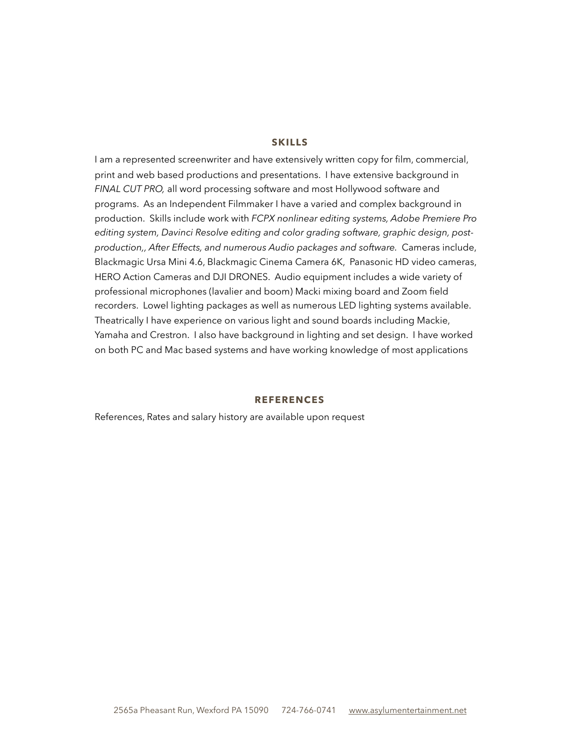## SKILLS

I am a represented screenwriter and have extensively written copy for film, commercial, print and web based productions and presentations. I have extensive background in *FINAL CUT PRO,* all word processing software and most Hollywood software and programs. As an Independent Filmmaker I have a varied and complex background in production. Skills include work with *FCPX nonlinear editing systems, Adobe Premiere Pro editing system, Davinci Resolve editing and color grading software, graphic design, post-production,, After Effects, and numerous Audio packages and software.* Cameras include, Blackmagic Ursa Mini 4.6, Blackmagic Cinema Camera 6K, Panasonic HD video cameras, HERO Action Cameras and DJI DRONES. Audio equipment includes a wide variety of professional microphones (lavalier and boom) Macki mixing board and Zoom field recorders. Lowel lighting packages as well as numerous LED lighting systems available. Theatrically I have experience on various light and sound boards including Mackie, Yamaha and Crestron. I also have background in lighting and set design. I have worked on both PC and Mac based systems and have working knowledge of most applications

## REFERENCES

References, Rates and salary history are available upon request

2565a Pheasant Run, Wexford PA 15090 724-766-0741 www.asylumentertainment.net